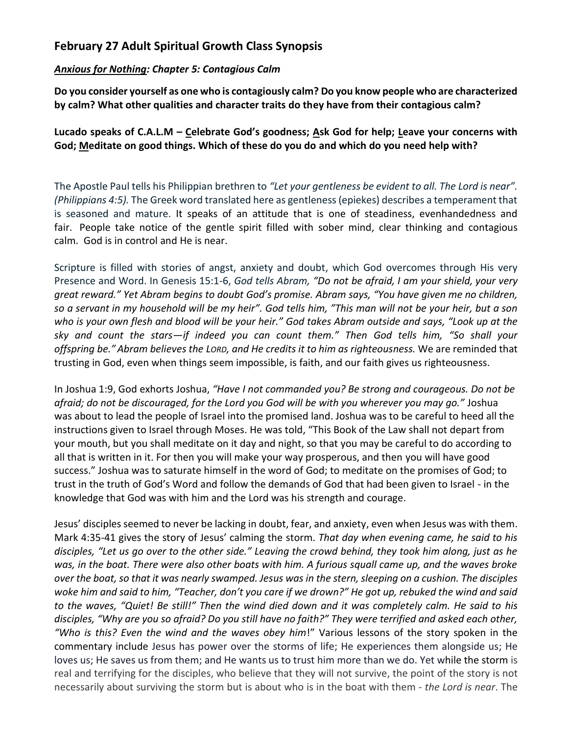## February 27 Adult Spiritual Growth Class Synopsis

***Anxious for Nothing*: *Chapter 5: Contagious Calm***

**Do you consider yourself as one who is contagiously calm? Do you know people who are characterized by calm? What other qualities and character traits do they have from their contagious calm?**

**Lucado speaks of C.A.L.M – Celebrate God's goodness; Ask God for help; Leave your concerns with God; Meditate on good things. Which of these do you do and which do you need help with?**

The Apostle Paul tells his Philippian brethren to *"Let your gentleness be evident to all. The Lord is near". (Philippians 4:5).* The Greek word translated here as gentleness (epiekes) describes a temperament that is seasoned and mature. It speaks of an attitude that is one of steadiness, evenhandedness and fair. People take notice of the gentle spirit filled with sober mind, clear thinking and contagious calm. God is in control and He is near.

Scripture is filled with stories of angst, anxiety and doubt, which God overcomes through His very Presence and Word. In Genesis 15:1-6, *God tells Abram, "Do not be afraid, I am your shield, your very great reward." Yet Abram begins to doubt God's promise. Abram says, "You have given me no children, so a servant in my household will be my heir". God tells him, "This man will not be your heir, but a son who is your own flesh and blood will be your heir." God takes Abram outside and says, "Look up at the sky and count the stars—if indeed you can count them." Then God tells him, "So shall your offspring be." Abram believes the LORD, and He credits it to him as righteousness.* We are reminded that trusting in God, even when things seem impossible, is faith, and our faith gives us righteousness.

In Joshua 1:9, God exhorts Joshua, *"Have I not commanded you? Be strong and courageous. Do not be afraid; do not be discouraged, for the Lord you God will be with you wherever you may go."* Joshua was about to lead the people of Israel into the promised land. Joshua was to be careful to heed all the instructions given to Israel through Moses. He was told, "This Book of the Law shall not depart from your mouth, but you shall meditate on it day and night, so that you may be careful to do according to all that is written in it. For then you will make your way prosperous, and then you will have good success." Joshua was to saturate himself in the word of God; to meditate on the promises of God; to trust in the truth of God's Word and follow the demands of God that had been given to Israel - in the knowledge that God was with him and the Lord was his strength and courage.

Jesus' disciples seemed to never be lacking in doubt, fear, and anxiety, even when Jesus was with them. Mark 4:35-41 gives the story of Jesus' calming the storm. *That day when evening came, he said to his disciples, "Let us go over to the other side." Leaving the crowd behind, they took him along, just as he was, in the boat. There were also other boats with him. A furious squall came up, and the waves broke over the boat, so that it was nearly swamped. Jesus was in the stern, sleeping on a cushion. The disciples woke him and said to him, "Teacher, don't you care if we drown?" He got up, rebuked the wind and said to the waves, "Quiet! Be still!" Then the wind died down and it was completely calm. He said to his disciples, "Why are you so afraid? Do you still have no faith?" They were terrified and asked each other, "Who is this? Even the wind and the waves obey him*!" Various lessons of the story spoken in the commentary include Jesus has power over the storms of life; He experiences them alongside us; He loves us; He saves us from them; and He wants us to trust him more than we do. Yet while the storm is real and terrifying for the disciples, who believe that they will not survive, the point of the story is not necessarily about surviving the storm but is about who is in the boat with them - *the Lord is near*. The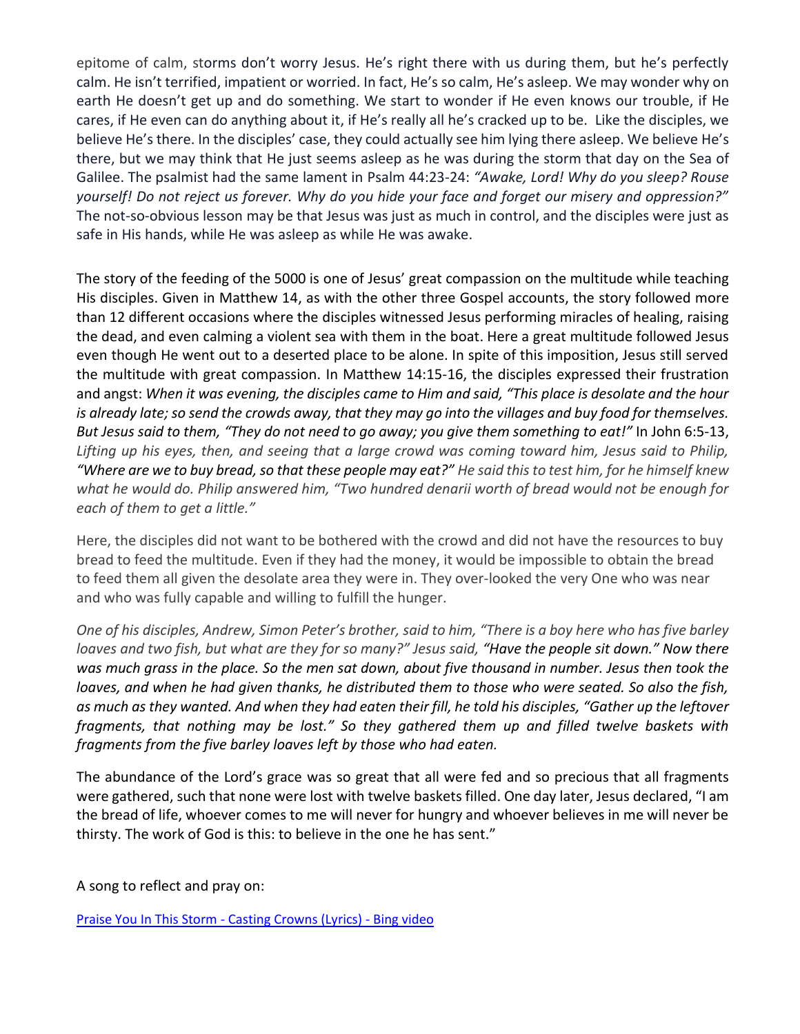epitome of calm, storms don't worry Jesus. He's right there with us during them, but he's perfectly calm. He isn't terrified, impatient or worried. In fact, He's so calm, He's asleep. We may wonder why on earth He doesn't get up and do something. We start to wonder if He even knows our trouble, if He cares, if He even can do anything about it, if He's really all he's cracked up to be. Like the disciples, we believe He's there. In the disciples' case, they could actually see him lying there asleep. We believe He's there, but we may think that He just seems asleep as he was during the storm that day on the Sea of Galilee. The psalmist had the same lament in Psalm 44:23-24: *"Awake, Lord! Why do you sleep? Rouse yourself! Do not reject us forever. Why do you hide your face and forget our misery and oppression?"* The not-so-obvious lesson may be that Jesus was just as much in control, and the disciples were just as safe in His hands, while He was asleep as while He was awake.

The story of the feeding of the 5000 is one of Jesus' great compassion on the multitude while teaching His disciples. Given in Matthew 14, as with the other three Gospel accounts, the story followed more than 12 different occasions where the disciples witnessed Jesus performing miracles of healing, raising the dead, and even calming a violent sea with them in the boat. Here a great multitude followed Jesus even though He went out to a deserted place to be alone. In spite of this imposition, Jesus still served the multitude with great compassion. In Matthew 14:15-16, the disciples expressed their frustration and angst: *When it was evening, the disciples came to Him and said, "This place is desolate and the hour is already late; so send the crowds away, that they may go into the villages and buy food for themselves. But Jesus said to them, "They do not need to go away; you give them something to eat!"* In John 6:5-13, *Lifting up his eyes, then, and seeing that a large crowd was coming toward him, Jesus said to Philip, "Where are we to buy bread, so that these people may eat?" He said this to test him, for he himself knew what he would do. Philip answered him, "Two hundred denarii worth of bread would not be enough for each of them to get a little."*

Here, the disciples did not want to be bothered with the crowd and did not have the resources to buy bread to feed the multitude. Even if they had the money, it would be impossible to obtain the bread to feed them all given the desolate area they were in. They over-looked the very One who was near and who was fully capable and willing to fulfill the hunger.

*One of his disciples, Andrew, Simon Peter's brother, said to him, "There is a boy here who has five barley loaves and two fish, but what are they for so many?" Jesus said, "Have the people sit down." Now there was much grass in the place. So the men sat down, about five thousand in number. Jesus then took the loaves, and when he had given thanks, he distributed them to those who were seated. So also the fish, as much as they wanted. And when they had eaten their fill, he told his disciples, "Gather up the leftover fragments, that nothing may be lost." So they gathered them up and filled twelve baskets with fragments from the five barley loaves left by those who had eaten.*

The abundance of the Lord's grace was so great that all were fed and so precious that all fragments were gathered, such that none were lost with twelve baskets filled. One day later, Jesus declared, "I am the bread of life, whoever comes to me will never for hungry and whoever believes in me will never be thirsty. The work of God is this: to believe in the one he has sent."

A song to reflect and pray on:

[Praise You In This Storm - Casting Crowns (Lyrics) - Bing video]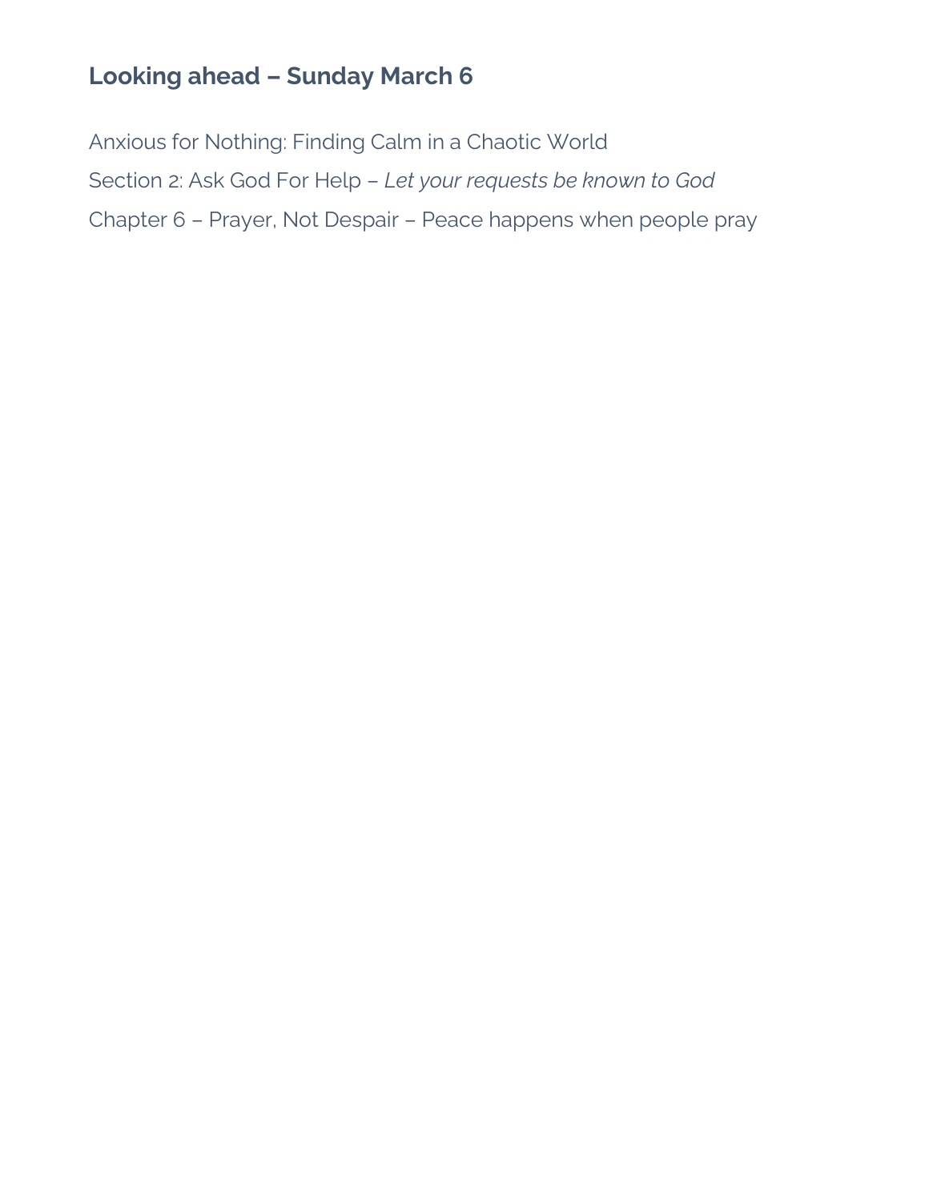### **Looking ahead – Sunday March 6**

Anxious for Nothing: Finding Calm in a Chaotic World

Section 2: Ask God For Help – *Let your requests be known to God*

Chapter 6 – Prayer, Not Despair – Peace happens when people pray